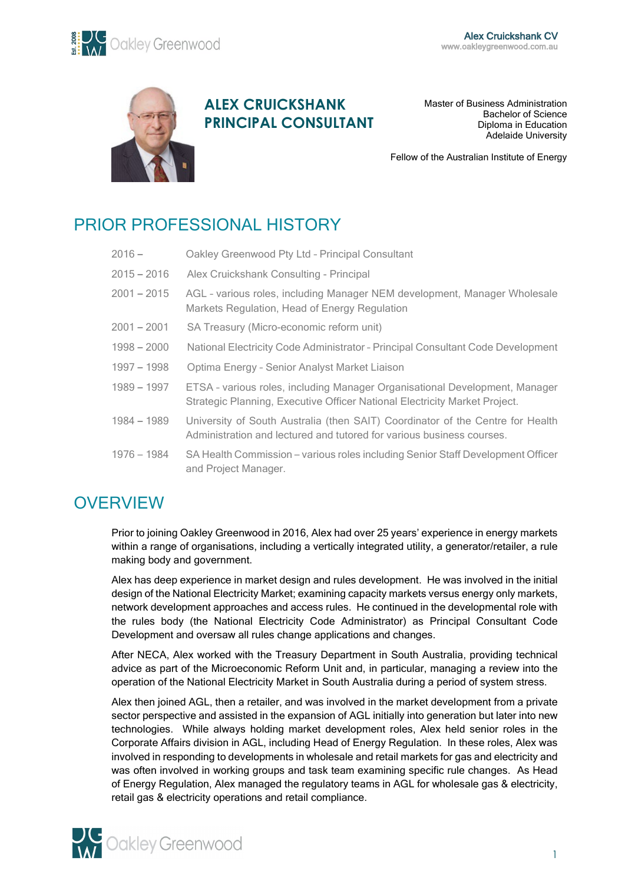# ALEX CRUICKSHANK
# PRINCIPAL CONSULTANT

Master of Business Administration
Bachelor of Science
Diploma in Education
Adelaide University

Fellow of the Australian Institute of Energy

## PRIOR PROFESSIONAL HISTORY

| | |
|---|---|
| 2016 – | Oakley Greenwood Pty Ltd - Principal Consultant |
| 2015 – 2016 | Alex Cruickshank Consulting - Principal |
| 2001 – 2015 | AGL - various roles, including Manager NEM development, Manager Wholesale Markets Regulation, Head of Energy Regulation |
| 2001 – 2001 | SA Treasury (Micro-economic reform unit) |
| 1998 – 2000 | National Electricity Code Administrator - Principal Consultant Code Development |
| 1997 – 1998 | Optima Energy - Senior Analyst Market Liaison |
| 1989 – 1997 | ETSA - various roles, including Manager Organisational Development, Manager Strategic Planning, Executive Officer National Electricity Market Project. |
| 1984 – 1989 | University of South Australia (then SAIT) Coordinator of the Centre for Health Administration and lectured and tutored for various business courses. |
| 1976 – 1984 | SA Health Commission – various roles including Senior Staff Development Officer and Project Manager. |

## OVERVIEW

Prior to joining Oakley Greenwood in 2016, Alex had over 25 years' experience in energy markets within a range of organisations, including a vertically integrated utility, a generator/retailer, a rule making body and government.

Alex has deep experience in market design and rules development. He was involved in the initial design of the National Electricity Market; examining capacity markets versus energy only markets, network development approaches and access rules. He continued in the developmental role with the rules body (the National Electricity Code Administrator) as Principal Consultant Code Development and oversaw all rules change applications and changes.

After NECA, Alex worked with the Treasury Department in South Australia, providing technical advice as part of the Microeconomic Reform Unit and, in particular, managing a review into the operation of the National Electricity Market in South Australia during a period of system stress.

Alex then joined AGL, then a retailer, and was involved in the market development from a private sector perspective and assisted in the expansion of AGL initially into generation but later into new technologies. While always holding market development roles, Alex held senior roles in the Corporate Affairs division in AGL, including Head of Energy Regulation. In these roles, Alex was involved in responding to developments in wholesale and retail markets for gas and electricity and was often involved in working groups and task team examining specific rule changes. As Head of Energy Regulation, Alex managed the regulatory teams in AGL for wholesale gas & electricity, retail gas & electricity operations and retail compliance.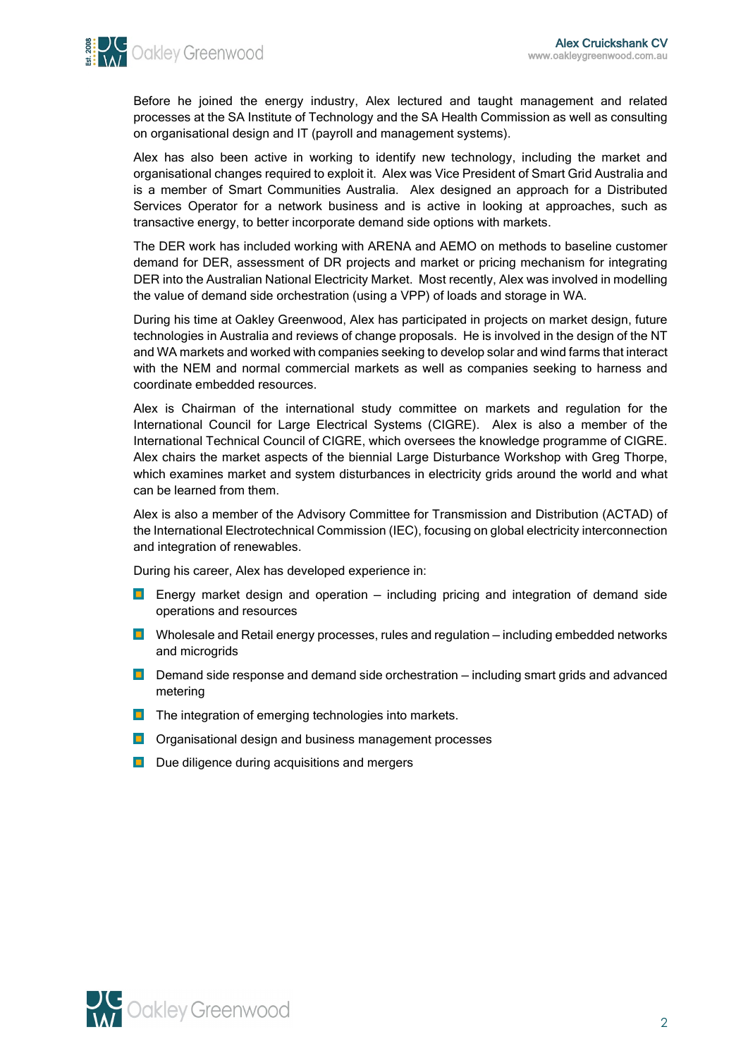Before he joined the energy industry, Alex lectured and taught management and related processes at the SA Institute of Technology and the SA Health Commission as well as consulting on organisational design and IT (payroll and management systems).

Alex has also been active in working to identify new technology, including the market and organisational changes required to exploit it. Alex was Vice President of Smart Grid Australia and is a member of Smart Communities Australia. Alex designed an approach for a Distributed Services Operator for a network business and is active in looking at approaches, such as transactive energy, to better incorporate demand side options with markets.

The DER work has included working with ARENA and AEMO on methods to baseline customer demand for DER, assessment of DR projects and market or pricing mechanism for integrating DER into the Australian National Electricity Market. Most recently, Alex was involved in modelling the value of demand side orchestration (using a VPP) of loads and storage in WA.

During his time at Oakley Greenwood, Alex has participated in projects on market design, future technologies in Australia and reviews of change proposals. He is involved in the design of the NT and WA markets and worked with companies seeking to develop solar and wind farms that interact with the NEM and normal commercial markets as well as companies seeking to harness and coordinate embedded resources.

Alex is Chairman of the international study committee on markets and regulation for the International Council for Large Electrical Systems (CIGRE). Alex is also a member of the International Technical Council of CIGRE, which oversees the knowledge programme of CIGRE. Alex chairs the market aspects of the biennial Large Disturbance Workshop with Greg Thorpe, which examines market and system disturbances in electricity grids around the world and what can be learned from them.

Alex is also a member of the Advisory Committee for Transmission and Distribution (ACTAD) of the International Electrotechnical Commission (IEC), focusing on global electricity interconnection and integration of renewables.

During his career, Alex has developed experience in:

- Energy market design and operation – including pricing and integration of demand side operations and resources
- Wholesale and Retail energy processes, rules and regulation – including embedded networks and microgrids
- Demand side response and demand side orchestration – including smart grids and advanced metering
- The integration of emerging technologies into markets.
- Organisational design and business management processes
- Due diligence during acquisitions and mergers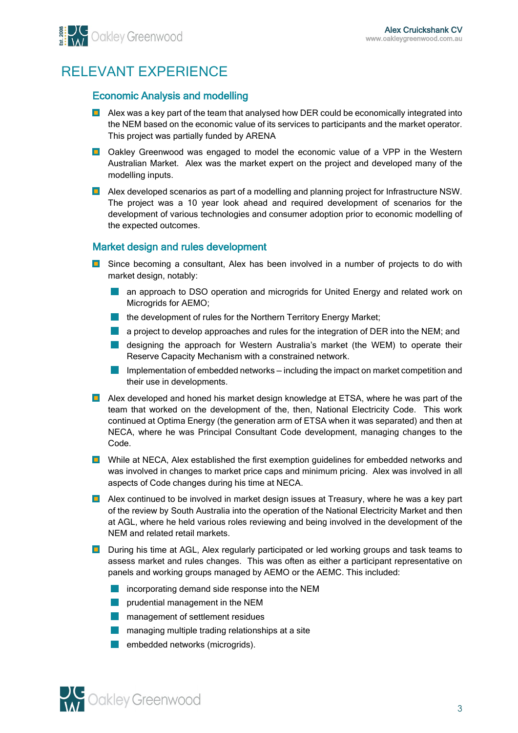# RELEVANT EXPERIENCE

## Economic Analysis and modelling

- Alex was a key part of the team that analysed how DER could be economically integrated into the NEM based on the economic value of its services to participants and the market operator. This project was partially funded by ARENA
- Oakley Greenwood was engaged to model the economic value of a VPP in the Western Australian Market. Alex was the market expert on the project and developed many of the modelling inputs.
- Alex developed scenarios as part of a modelling and planning project for Infrastructure NSW. The project was a 10 year look ahead and required development of scenarios for the development of various technologies and consumer adoption prior to economic modelling of the expected outcomes.

## Market design and rules development

- Since becoming a consultant, Alex has been involved in a number of projects to do with market design, notably:
  - an approach to DSO operation and microgrids for United Energy and related work on Microgrids for AEMO;
  - the development of rules for the Northern Territory Energy Market;
  - a project to develop approaches and rules for the integration of DER into the NEM; and
  - designing the approach for Western Australia's market (the WEM) to operate their Reserve Capacity Mechanism with a constrained network.
  - Implementation of embedded networks – including the impact on market competition and their use in developments.
- Alex developed and honed his market design knowledge at ETSA, where he was part of the team that worked on the development of the, then, National Electricity Code. This work continued at Optima Energy (the generation arm of ETSA when it was separated) and then at NECA, where he was Principal Consultant Code development, managing changes to the Code.
- While at NECA, Alex established the first exemption guidelines for embedded networks and was involved in changes to market price caps and minimum pricing. Alex was involved in all aspects of Code changes during his time at NECA.
- Alex continued to be involved in market design issues at Treasury, where he was a key part of the review by South Australia into the operation of the National Electricity Market and then at AGL, where he held various roles reviewing and being involved in the development of the NEM and related retail markets.
- During his time at AGL, Alex regularly participated or led working groups and task teams to assess market and rules changes. This was often as either a participant representative on panels and working groups managed by AEMO or the AEMC. This included:
  - incorporating demand side response into the NEM
  - prudential management in the NEM
  - management of settlement residues
  - managing multiple trading relationships at a site
  - embedded networks (microgrids).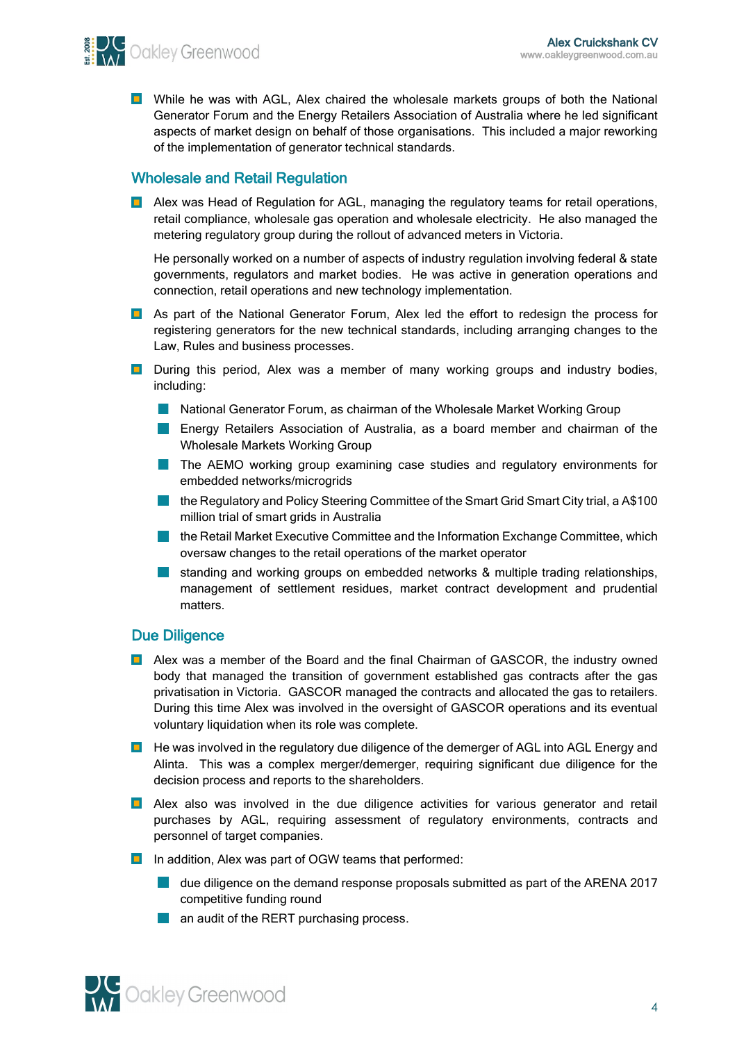- While he was with AGL, Alex chaired the wholesale markets groups of both the National Generator Forum and the Energy Retailers Association of Australia where he led significant aspects of market design on behalf of those organisations. This included a major reworking of the implementation of generator technical standards.

## Wholesale and Retail Regulation

- Alex was Head of Regulation for AGL, managing the regulatory teams for retail operations, retail compliance, wholesale gas operation and wholesale electricity. He also managed the metering regulatory group during the rollout of advanced meters in Victoria.

  He personally worked on a number of aspects of industry regulation involving federal & state governments, regulators and market bodies. He was active in generation operations and connection, retail operations and new technology implementation.

- As part of the National Generator Forum, Alex led the effort to redesign the process for registering generators for the new technical standards, including arranging changes to the Law, Rules and business processes.

- During this period, Alex was a member of many working groups and industry bodies, including:
  - National Generator Forum, as chairman of the Wholesale Market Working Group
  - Energy Retailers Association of Australia, as a board member and chairman of the Wholesale Markets Working Group
  - The AEMO working group examining case studies and regulatory environments for embedded networks/microgrids
  - the Regulatory and Policy Steering Committee of the Smart Grid Smart City trial, a A$100 million trial of smart grids in Australia
  - the Retail Market Executive Committee and the Information Exchange Committee, which oversaw changes to the retail operations of the market operator
  - standing and working groups on embedded networks & multiple trading relationships, management of settlement residues, market contract development and prudential matters.

## Due Diligence

- Alex was a member of the Board and the final Chairman of GASCOR, the industry owned body that managed the transition of government established gas contracts after the gas privatisation in Victoria. GASCOR managed the contracts and allocated the gas to retailers. During this time Alex was involved in the oversight of GASCOR operations and its eventual voluntary liquidation when its role was complete.

- He was involved in the regulatory due diligence of the demerger of AGL into AGL Energy and Alinta. This was a complex merger/demerger, requiring significant due diligence for the decision process and reports to the shareholders.

- Alex also was involved in the due diligence activities for various generator and retail purchases by AGL, requiring assessment of regulatory environments, contracts and personnel of target companies.

- In addition, Alex was part of OGW teams that performed:
  - due diligence on the demand response proposals submitted as part of the ARENA 2017 competitive funding round
  - an audit of the RERT purchasing process.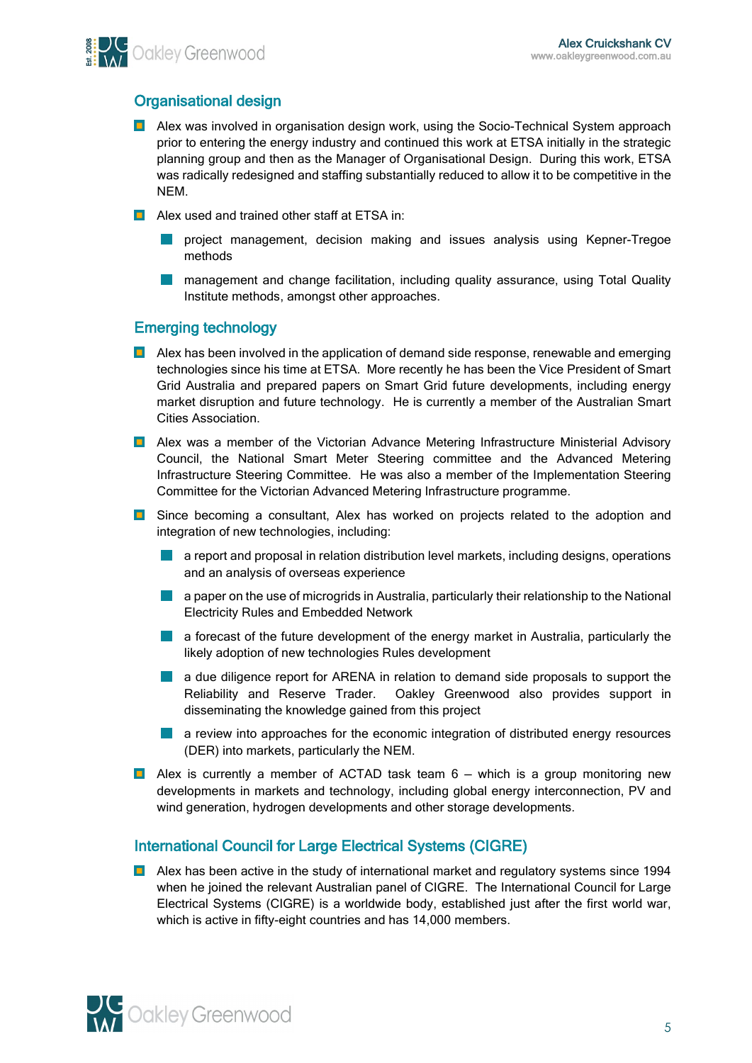## Organisational design

- Alex was involved in organisation design work, using the Socio-Technical System approach prior to entering the energy industry and continued this work at ETSA initially in the strategic planning group and then as the Manager of Organisational Design. During this work, ETSA was radically redesigned and staffing substantially reduced to allow it to be competitive in the NEM.
- Alex used and trained other staff at ETSA in:
  - project management, decision making and issues analysis using Kepner-Tregoe methods
  - management and change facilitation, including quality assurance, using Total Quality Institute methods, amongst other approaches.

## Emerging technology

- Alex has been involved in the application of demand side response, renewable and emerging technologies since his time at ETSA. More recently he has been the Vice President of Smart Grid Australia and prepared papers on Smart Grid future developments, including energy market disruption and future technology. He is currently a member of the Australian Smart Cities Association.
- Alex was a member of the Victorian Advance Metering Infrastructure Ministerial Advisory Council, the National Smart Meter Steering committee and the Advanced Metering Infrastructure Steering Committee. He was also a member of the Implementation Steering Committee for the Victorian Advanced Metering Infrastructure programme.
- Since becoming a consultant, Alex has worked on projects related to the adoption and integration of new technologies, including:
  - a report and proposal in relation distribution level markets, including designs, operations and an analysis of overseas experience
  - a paper on the use of microgrids in Australia, particularly their relationship to the National Electricity Rules and Embedded Network
  - a forecast of the future development of the energy market in Australia, particularly the likely adoption of new technologies Rules development
  - a due diligence report for ARENA in relation to demand side proposals to support the Reliability and Reserve Trader. Oakley Greenwood also provides support in disseminating the knowledge gained from this project
  - a review into approaches for the economic integration of distributed energy resources (DER) into markets, particularly the NEM.
- Alex is currently a member of ACTAD task team 6 – which is a group monitoring new developments in markets and technology, including global energy interconnection, PV and wind generation, hydrogen developments and other storage developments.

## International Council for Large Electrical Systems (CIGRE)

- Alex has been active in the study of international market and regulatory systems since 1994 when he joined the relevant Australian panel of CIGRE. The International Council for Large Electrical Systems (CIGRE) is a worldwide body, established just after the first world war, which is active in fifty-eight countries and has 14,000 members.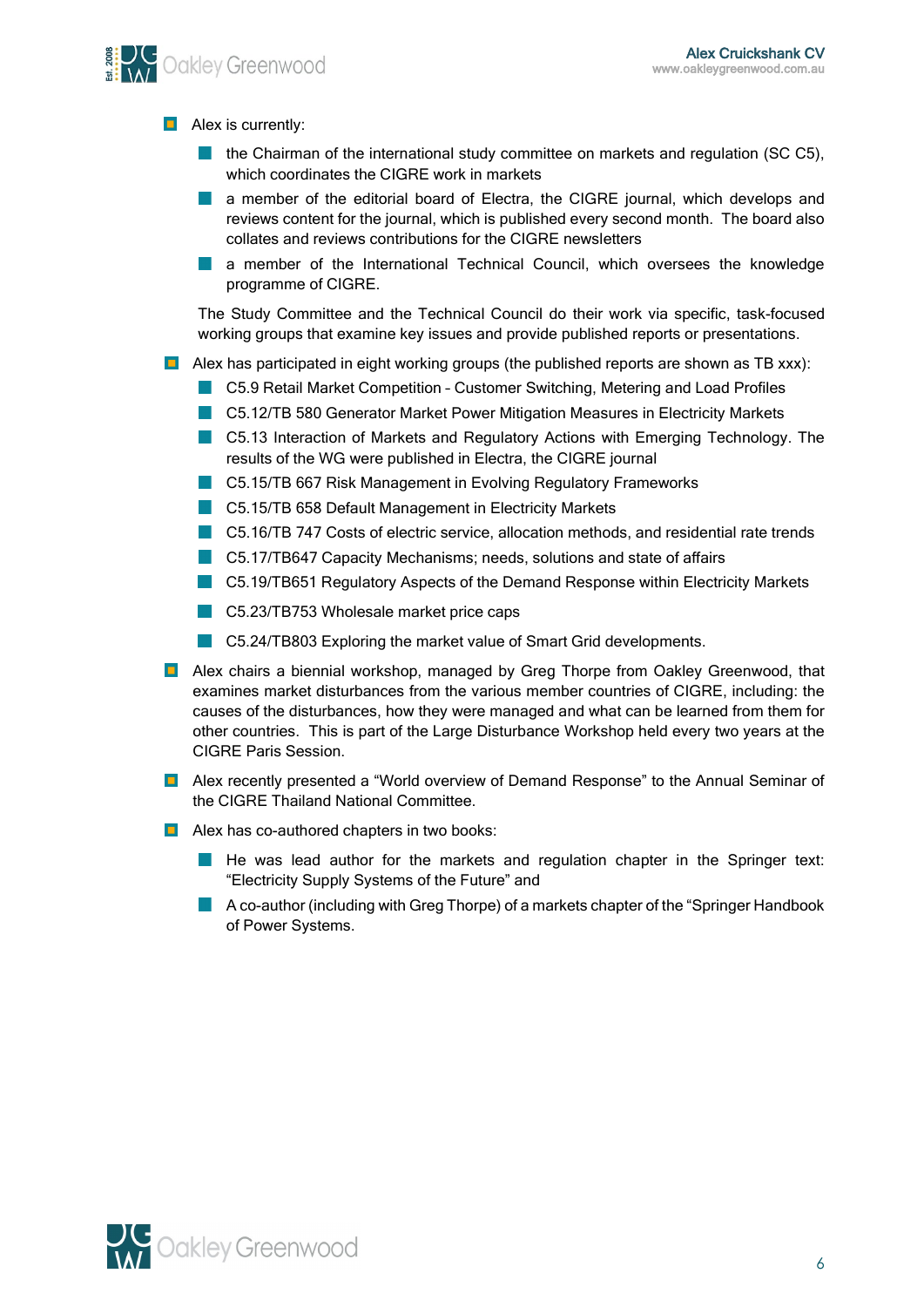- Alex is currently:
    - the Chairman of the international study committee on markets and regulation (SC C5), which coordinates the CIGRE work in markets
    - a member of the editorial board of Electra, the CIGRE journal, which develops and reviews content for the journal, which is published every second month. The board also collates and reviews contributions for the CIGRE newsletters
    - a member of the International Technical Council, which oversees the knowledge programme of CIGRE.

  The Study Committee and the Technical Council do their work via specific, task-focused working groups that examine key issues and provide published reports or presentations.

- Alex has participated in eight working groups (the published reports are shown as TB xxx):
    - C5.9 Retail Market Competition – Customer Switching, Metering and Load Profiles
    - C5.12/TB 580 Generator Market Power Mitigation Measures in Electricity Markets
    - C5.13 Interaction of Markets and Regulatory Actions with Emerging Technology. The results of the WG were published in Electra, the CIGRE journal
    - C5.15/TB 667 Risk Management in Evolving Regulatory Frameworks
    - C5.15/TB 658 Default Management in Electricity Markets
    - C5.16/TB 747 Costs of electric service, allocation methods, and residential rate trends
    - C5.17/TB647 Capacity Mechanisms; needs, solutions and state of affairs
    - C5.19/TB651 Regulatory Aspects of the Demand Response within Electricity Markets
    - C5.23/TB753 Wholesale market price caps
    - C5.24/TB803 Exploring the market value of Smart Grid developments.
- Alex chairs a biennial workshop, managed by Greg Thorpe from Oakley Greenwood, that examines market disturbances from the various member countries of CIGRE, including: the causes of the disturbances, how they were managed and what can be learned from them for other countries. This is part of the Large Disturbance Workshop held every two years at the CIGRE Paris Session.
- Alex recently presented a "World overview of Demand Response" to the Annual Seminar of the CIGRE Thailand National Committee.
- Alex has co-authored chapters in two books:
    - He was lead author for the markets and regulation chapter in the Springer text: "Electricity Supply Systems of the Future" and
    - A co-author (including with Greg Thorpe) of a markets chapter of the "Springer Handbook of Power Systems.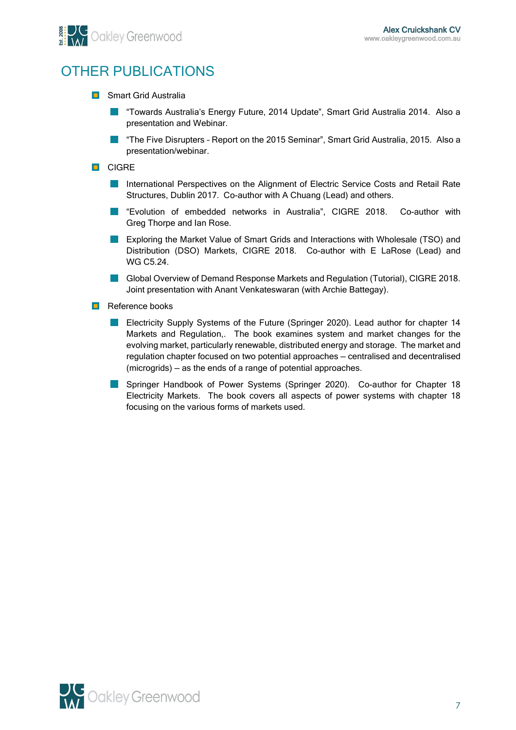# OTHER PUBLICATIONS

- Smart Grid Australia
  - "Towards Australia's Energy Future, 2014 Update", Smart Grid Australia 2014. Also a presentation and Webinar.
  - "The Five Disrupters - Report on the 2015 Seminar", Smart Grid Australia, 2015. Also a presentation/webinar.
- CIGRE
  - International Perspectives on the Alignment of Electric Service Costs and Retail Rate Structures, Dublin 2017. Co-author with A Chuang (Lead) and others.
  - "Evolution of embedded networks in Australia", CIGRE 2018. Co-author with Greg Thorpe and Ian Rose.
  - Exploring the Market Value of Smart Grids and Interactions with Wholesale (TSO) and Distribution (DSO) Markets, CIGRE 2018. Co-author with E LaRose (Lead) and WG C5.24.
  - Global Overview of Demand Response Markets and Regulation (Tutorial), CIGRE 2018. Joint presentation with Anant Venkateswaran (with Archie Battegay).
- Reference books
  - Electricity Supply Systems of the Future (Springer 2020). Lead author for chapter 14 Markets and Regulation,. The book examines system and market changes for the evolving market, particularly renewable, distributed energy and storage. The market and regulation chapter focused on two potential approaches – centralised and decentralised (microgrids) – as the ends of a range of potential approaches.
  - Springer Handbook of Power Systems (Springer 2020). Co-author for Chapter 18 Electricity Markets. The book covers all aspects of power systems with chapter 18 focusing on the various forms of markets used.